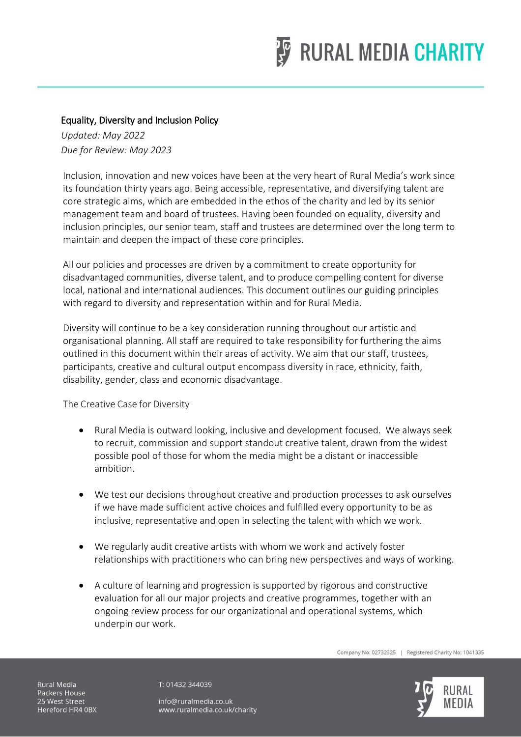# Equality, Diversity and Inclusion Policy

*Updated: May 2022*
*Due for Review: May 2023*

Inclusion, innovation and new voices have been at the very heart of Rural Media's work since its foundation thirty years ago. Being accessible, representative, and diversifying talent are core strategic aims, which are embedded in the ethos of the charity and led by its senior management team and board of trustees. Having been founded on equality, diversity and inclusion principles, our senior team, staff and trustees are determined over the long term to maintain and deepen the impact of these core principles.

All our policies and processes are driven by a commitment to create opportunity for disadvantaged communities, diverse talent, and to produce compelling content for diverse local, national and international audiences. This document outlines our guiding principles with regard to diversity and representation within and for Rural Media.

Diversity will continue to be a key consideration running throughout our artistic and organisational planning. All staff are required to take responsibility for furthering the aims outlined in this document within their areas of activity. We aim that our staff, trustees, participants, creative and cultural output encompass diversity in race, ethnicity, faith, disability, gender, class and economic disadvantage.

## The Creative Case for Diversity

- Rural Media is outward looking, inclusive and development focused. We always seek to recruit, commission and support standout creative talent, drawn from the widest possible pool of those for whom the media might be a distant or inaccessible ambition.

- We test our decisions throughout creative and production processes to ask ourselves if we have made sufficient active choices and fulfilled every opportunity to be as inclusive, representative and open in selecting the talent with which we work.

- We regularly audit creative artists with whom we work and actively foster relationships with practitioners who can bring new perspectives and ways of working.

- A culture of learning and progression is supported by rigorous and constructive evaluation for all our major projects and creative programmes, together with an ongoing review process for our organizational and operational systems, which underpin our work.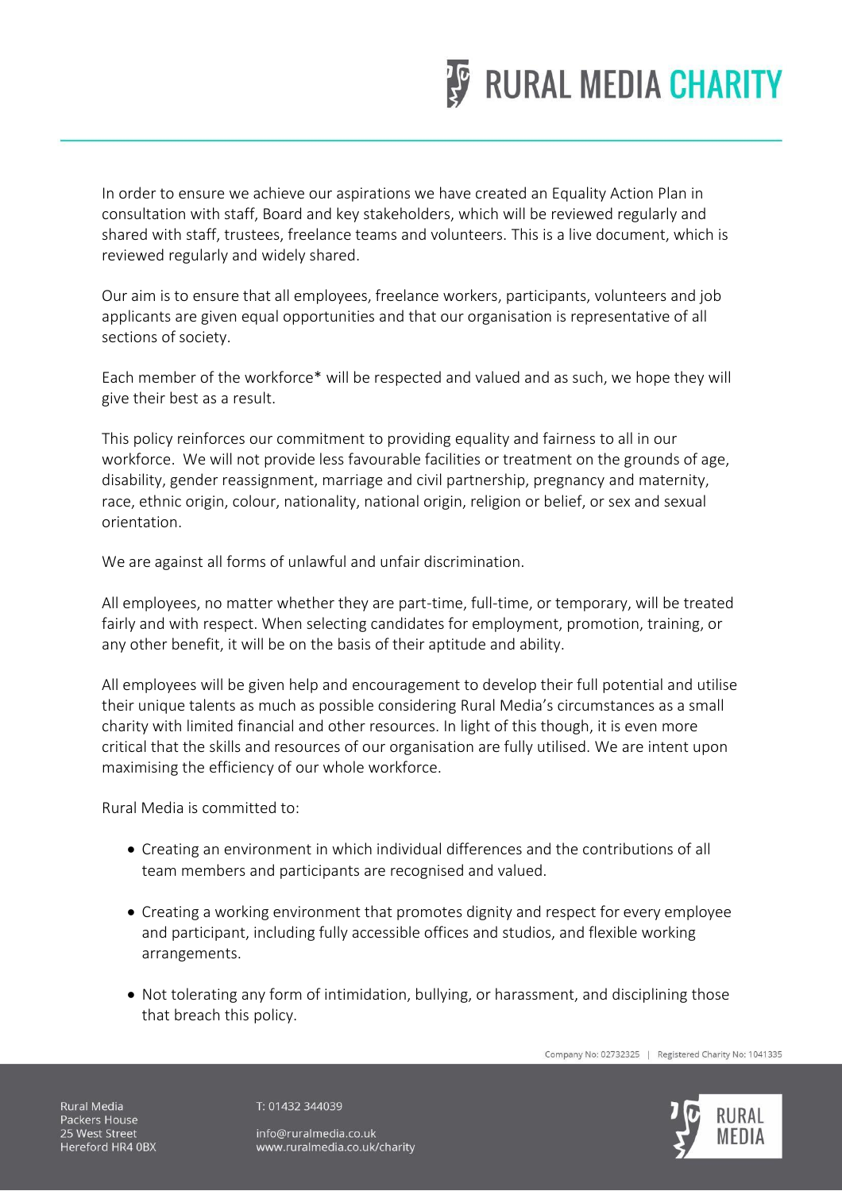In order to ensure we achieve our aspirations we have created an Equality Action Plan in consultation with staff, Board and key stakeholders, which will be reviewed regularly and shared with staff, trustees, freelance teams and volunteers. This is a live document, which is reviewed regularly and widely shared.

Our aim is to ensure that all employees, freelance workers, participants, volunteers and job applicants are given equal opportunities and that our organisation is representative of all sections of society.

Each member of the workforce* will be respected and valued and as such, we hope they will give their best as a result.

This policy reinforces our commitment to providing equality and fairness to all in our workforce. We will not provide less favourable facilities or treatment on the grounds of age, disability, gender reassignment, marriage and civil partnership, pregnancy and maternity, race, ethnic origin, colour, nationality, national origin, religion or belief, or sex and sexual orientation.

We are against all forms of unlawful and unfair discrimination.

All employees, no matter whether they are part-time, full-time, or temporary, will be treated fairly and with respect. When selecting candidates for employment, promotion, training, or any other benefit, it will be on the basis of their aptitude and ability.

All employees will be given help and encouragement to develop their full potential and utilise their unique talents as much as possible considering Rural Media's circumstances as a small charity with limited financial and other resources. In light of this though, it is even more critical that the skills and resources of our organisation are fully utilised. We are intent upon maximising the efficiency of our whole workforce.

Rural Media is committed to:

- Creating an environment in which individual differences and the contributions of all team members and participants are recognised and valued.
- Creating a working environment that promotes dignity and respect for every employee and participant, including fully accessible offices and studios, and flexible working arrangements.
- Not tolerating any form of intimidation, bullying, or harassment, and disciplining those that breach this policy.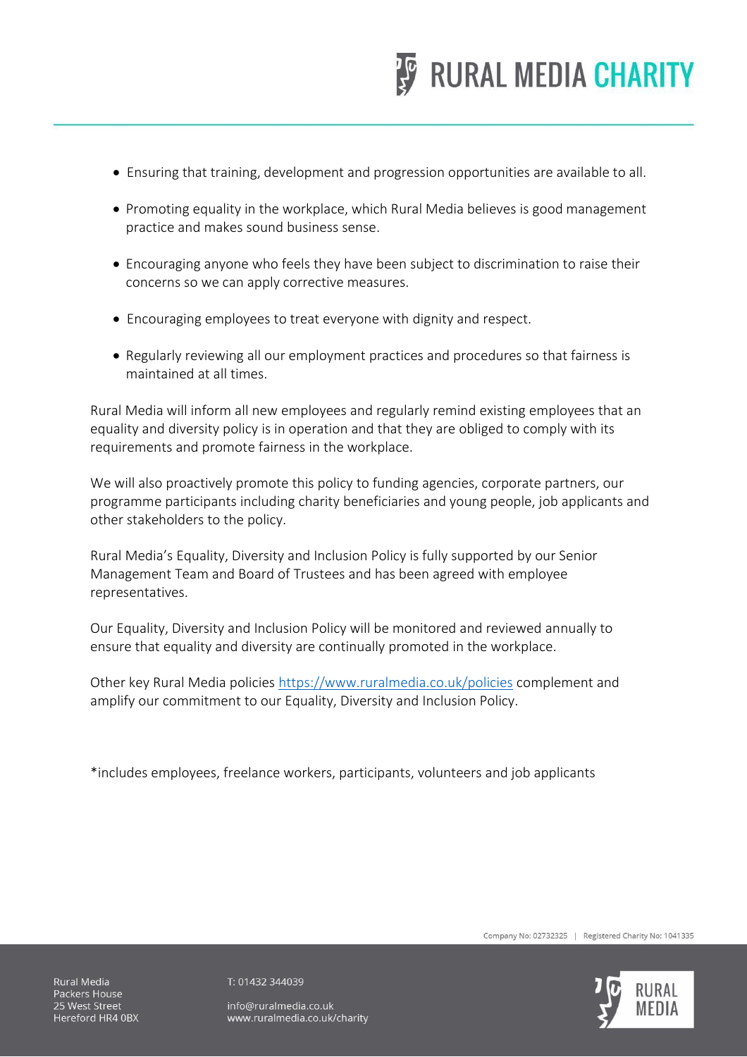- Ensuring that training, development and progression opportunities are available to all.
- Promoting equality in the workplace, which Rural Media believes is good management practice and makes sound business sense.
- Encouraging anyone who feels they have been subject to discrimination to raise their concerns so we can apply corrective measures.
- Encouraging employees to treat everyone with dignity and respect.
- Regularly reviewing all our employment practices and procedures so that fairness is maintained at all times.

Rural Media will inform all new employees and regularly remind existing employees that an equality and diversity policy is in operation and that they are obliged to comply with its requirements and promote fairness in the workplace.

We will also proactively promote this policy to funding agencies, corporate partners, our programme participants including charity beneficiaries and young people, job applicants and other stakeholders to the policy.

Rural Media's Equality, Diversity and Inclusion Policy is fully supported by our Senior Management Team and Board of Trustees and has been agreed with employee representatives.

Our Equality, Diversity and Inclusion Policy will be monitored and reviewed annually to ensure that equality and diversity are continually promoted in the workplace.

Other key Rural Media policies https://www.ruralmedia.co.uk/policies complement and amplify our commitment to our Equality, Diversity and Inclusion Policy.

*includes employees, freelance workers, participants, volunteers and job applicants